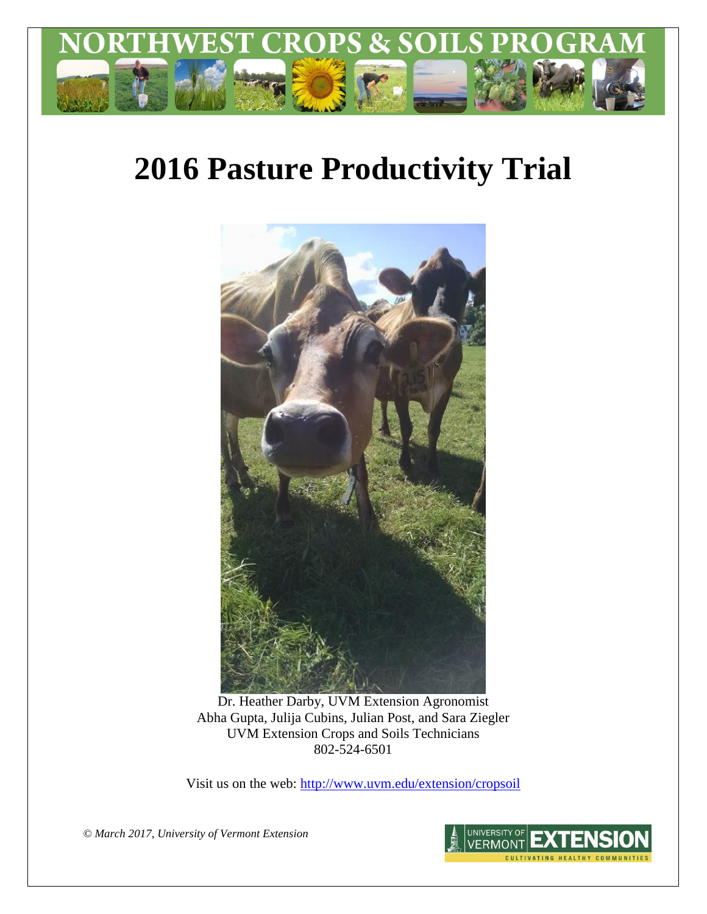# NORTHWEST CROPS & SOILS PROGRAM

# 2016 Pasture Productivity Trial

Dr. Heather Darby, UVM Extension Agronomist
Abha Gupta, Julija Cubins, Julian Post, and Sara Ziegler
UVM Extension Crops and Soils Technicians
802-524-6501

Visit us on the web: http://www.uvm.edu/extension/cropsoil

*© March 2017, University of Vermont Extension*

UNIVERSITY OF VERMONT EXTENSION
CULTIVATING HEALTHY COMMUNITIES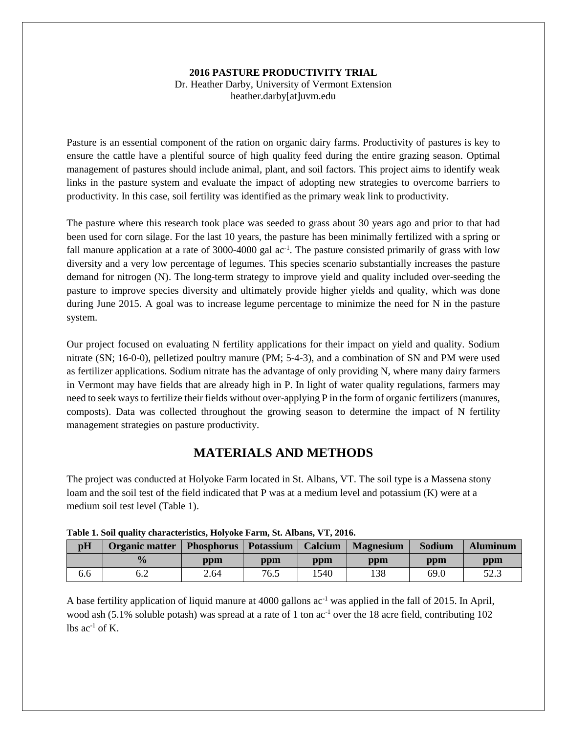**2016 PASTURE PRODUCTIVITY TRIAL**
Dr. Heather Darby, University of Vermont Extension
heather.darby[at]uvm.edu

Pasture is an essential component of the ration on organic dairy farms. Productivity of pastures is key to ensure the cattle have a plentiful source of high quality feed during the entire grazing season. Optimal management of pastures should include animal, plant, and soil factors. This project aims to identify weak links in the pasture system and evaluate the impact of adopting new strategies to overcome barriers to productivity. In this case, soil fertility was identified as the primary weak link to productivity.

The pasture where this research took place was seeded to grass about 30 years ago and prior to that had been used for corn silage. For the last 10 years, the pasture has been minimally fertilized with a spring or fall manure application at a rate of 3000-4000 gal $ac^{-1}$. The pasture consisted primarily of grass with low diversity and a very low percentage of legumes. This species scenario substantially increases the pasture demand for nitrogen (N). The long-term strategy to improve yield and quality included over-seeding the pasture to improve species diversity and ultimately provide higher yields and quality, which was done during June 2015. A goal was to increase legume percentage to minimize the need for N in the pasture system.

Our project focused on evaluating N fertility applications for their impact on yield and quality. Sodium nitrate (SN; 16-0-0), pelletized poultry manure (PM; 5-4-3), and a combination of SN and PM were used as fertilizer applications. Sodium nitrate has the advantage of only providing N, where many dairy farmers in Vermont may have fields that are already high in P. In light of water quality regulations, farmers may need to seek ways to fertilize their fields without over-applying P in the form of organic fertilizers (manures, composts). Data was collected throughout the growing season to determine the impact of N fertility management strategies on pasture productivity.

## MATERIALS AND METHODS

The project was conducted at Holyoke Farm located in St. Albans, VT. The soil type is a Massena stony loam and the soil test of the field indicated that P was at a medium level and potassium (K) were at a medium soil test level (Table 1).

**Table 1. Soil quality characteristics, Holyoke Farm, St. Albans, VT, 2016.**

| pH | Organic matter | Phosphorus | Potassium | Calcium | Magnesium | Sodium | Aluminum |
|---|---|---|---|---|---|---|---|
| | % | ppm | ppm | ppm | ppm | ppm | ppm |
| 6.6 | 6.2 | 2.64 | 76.5 | 1540 | 138 | 69.0 | 52.3 |

A base fertility application of liquid manure at 4000 gallons $ac^{-1}$ was applied in the fall of 2015. In April, wood ash (5.1% soluble potash) was spread at a rate of 1 ton $ac^{-1}$ over the 18 acre field, contributing 102 lbs $ac^{-1}$ of K.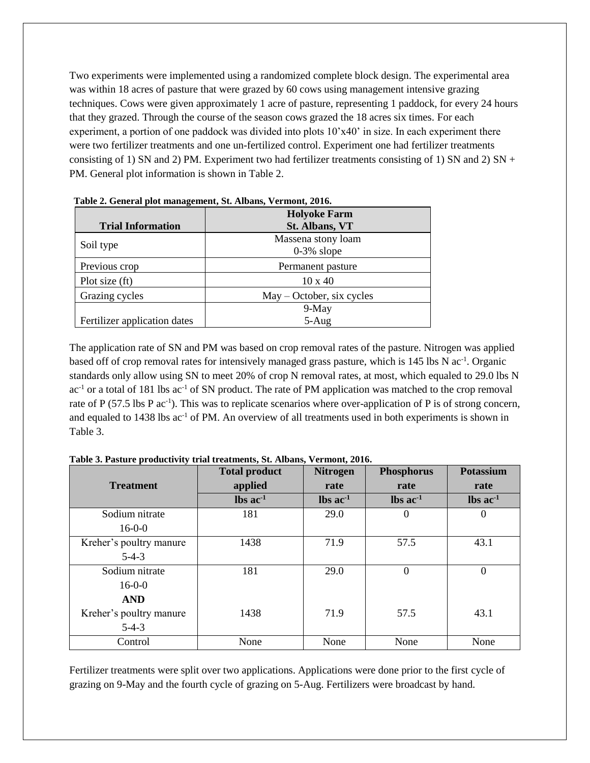Two experiments were implemented using a randomized complete block design. The experimental area was within 18 acres of pasture that were grazed by 60 cows using management intensive grazing techniques. Cows were given approximately 1 acre of pasture, representing 1 paddock, for every 24 hours that they grazed. Through the course of the season cows grazed the 18 acres six times. For each experiment, a portion of one paddock was divided into plots 10'x40' in size. In each experiment there were two fertilizer treatments and one un-fertilized control. Experiment one had fertilizer treatments consisting of 1) SN and 2) PM. Experiment two had fertilizer treatments consisting of 1) SN and 2) SN + PM. General plot information is shown in Table 2.

**Table 2. General plot management, St. Albans, Vermont, 2016.**

| Trial Information | Holyoke Farm St. Albans, VT |
|---|---|
| Soil type | Massena stony loam 0-3% slope |
| Previous crop | Permanent pasture |
| Plot size (ft) | 10 x 40 |
| Grazing cycles | May – October, six cycles |
| Fertilizer application dates | 9-May 5-Aug |

The application rate of SN and PM was based on crop removal rates of the pasture. Nitrogen was applied based off of crop removal rates for intensively managed grass pasture, which is 145 lbs N $ac^{-1}$. Organic standards only allow using SN to meet 20% of crop N removal rates, at most, which equaled to 29.0 lbs N $ac^{-1}$ or a total of 181 lbs $ac^{-1}$ of SN product. The rate of PM application was matched to the crop removal rate of P (57.5 lbs P $ac^{-1}$). This was to replicate scenarios where over-application of P is of strong concern, and equaled to 1438 lbs $ac^{-1}$ of PM. An overview of all treatments used in both experiments is shown in Table 3.

**Table 3. Pasture productivity trial treatments, St. Albans, Vermont, 2016.**

| Treatment | Total product applied | Nitrogen rate | Phosphorus rate | Potassium rate |
|---|---|---|---|---|
| | lbs $ac^{-1}$ | lbs $ac^{-1}$ | lbs $ac^{-1}$ | lbs $ac^{-1}$ |
| Sodium nitrate 16-0-0 | 181 | 29.0 | 0 | 0 |
| Kreher's poultry manure 5-4-3 | 1438 | 71.9 | 57.5 | 43.1 |
| Sodium nitrate 16-0-0 **AND** | 181 | 29.0 | 0 | 0 |
| Kreher's poultry manure 5-4-3 | 1438 | 71.9 | 57.5 | 43.1 |
| Control | None | None | None | None |

Fertilizer treatments were split over two applications. Applications were done prior to the first cycle of grazing on 9-May and the fourth cycle of grazing on 5-Aug. Fertilizers were broadcast by hand.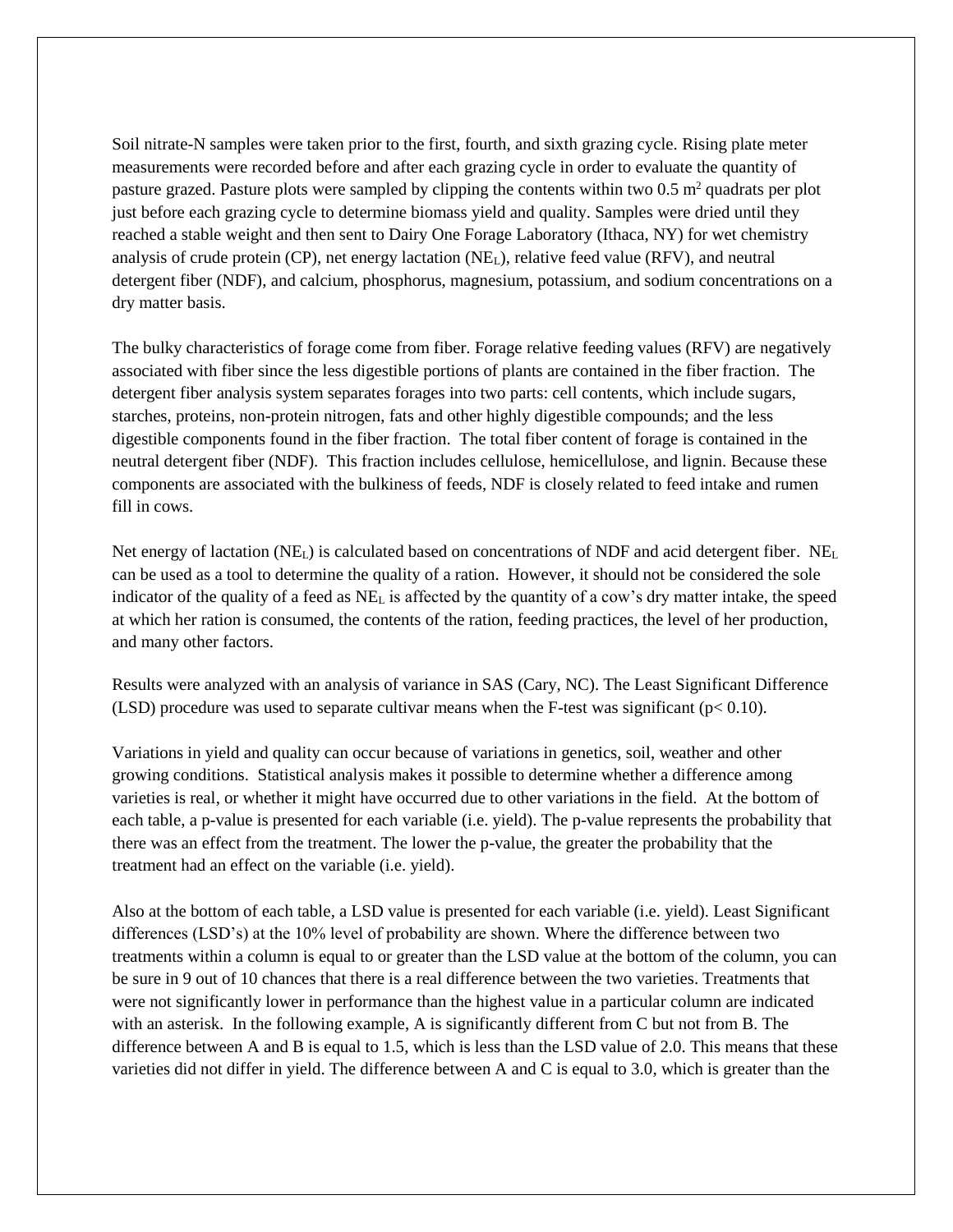Soil nitrate-N samples were taken prior to the first, fourth, and sixth grazing cycle. Rising plate meter measurements were recorded before and after each grazing cycle in order to evaluate the quantity of pasture grazed. Pasture plots were sampled by clipping the contents within two 0.5 $m^2$ quadrats per plot just before each grazing cycle to determine biomass yield and quality. Samples were dried until they reached a stable weight and then sent to Dairy One Forage Laboratory (Ithaca, NY) for wet chemistry analysis of crude protein (CP), net energy lactation ($NE_L$), relative feed value (RFV), and neutral detergent fiber (NDF), and calcium, phosphorus, magnesium, potassium, and sodium concentrations on a dry matter basis.

The bulky characteristics of forage come from fiber. Forage relative feeding values (RFV) are negatively associated with fiber since the less digestible portions of plants are contained in the fiber fraction. The detergent fiber analysis system separates forages into two parts: cell contents, which include sugars, starches, proteins, non-protein nitrogen, fats and other highly digestible compounds; and the less digestible components found in the fiber fraction. The total fiber content of forage is contained in the neutral detergent fiber (NDF). This fraction includes cellulose, hemicellulose, and lignin. Because these components are associated with the bulkiness of feeds, NDF is closely related to feed intake and rumen fill in cows.

Net energy of lactation ($NE_L$) is calculated based on concentrations of NDF and acid detergent fiber. $NE_L$ can be used as a tool to determine the quality of a ration. However, it should not be considered the sole indicator of the quality of a feed as $NE_L$ is affected by the quantity of a cow's dry matter intake, the speed at which her ration is consumed, the contents of the ration, feeding practices, the level of her production, and many other factors.

Results were analyzed with an analysis of variance in SAS (Cary, NC). The Least Significant Difference (LSD) procedure was used to separate cultivar means when the F-test was significant ($p < 0.10$).

Variations in yield and quality can occur because of variations in genetics, soil, weather and other growing conditions. Statistical analysis makes it possible to determine whether a difference among varieties is real, or whether it might have occurred due to other variations in the field. At the bottom of each table, a p-value is presented for each variable (i.e. yield). The p-value represents the probability that there was an effect from the treatment. The lower the p-value, the greater the probability that the treatment had an effect on the variable (i.e. yield).

Also at the bottom of each table, a LSD value is presented for each variable (i.e. yield). Least Significant differences (LSD's) at the 10% level of probability are shown. Where the difference between two treatments within a column is equal to or greater than the LSD value at the bottom of the column, you can be sure in 9 out of 10 chances that there is a real difference between the two varieties. Treatments that were not significantly lower in performance than the highest value in a particular column are indicated with an asterisk. In the following example, A is significantly different from C but not from B. The difference between A and B is equal to 1.5, which is less than the LSD value of 2.0. This means that these varieties did not differ in yield. The difference between A and C is equal to 3.0, which is greater than the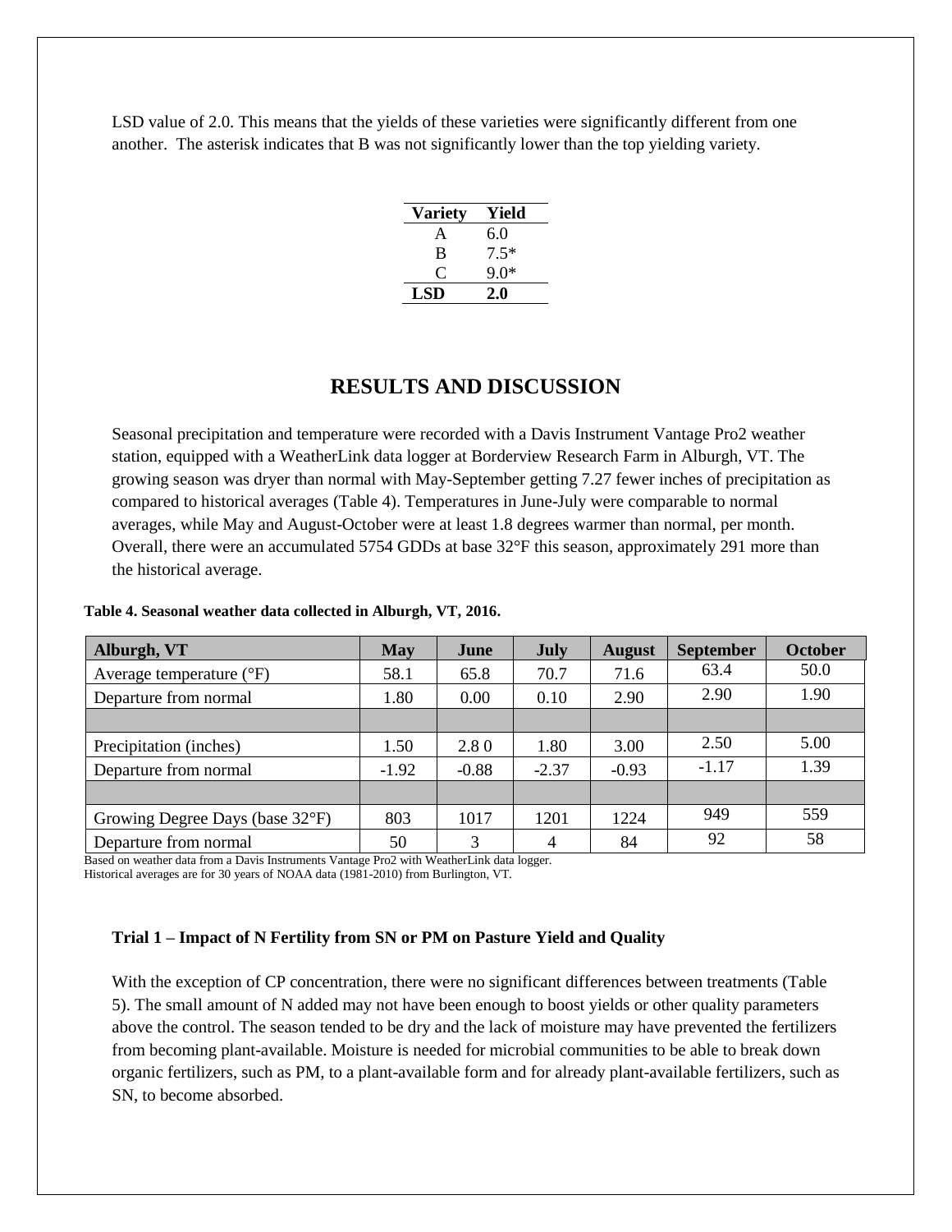LSD value of 2.0. This means that the yields of these varieties were significantly different from one another. The asterisk indicates that B was not significantly lower than the top yielding variety.

| Variety | Yield |
|---|---|
| A | 6.0 |
| B | 7.5* |
| C | 9.0* |
| **LSD** | **2.0** |

## RESULTS AND DISCUSSION

Seasonal precipitation and temperature were recorded with a Davis Instrument Vantage Pro2 weather station, equipped with a WeatherLink data logger at Borderview Research Farm in Alburgh, VT. The growing season was dryer than normal with May-September getting 7.27 fewer inches of precipitation as compared to historical averages (Table 4). Temperatures in June-July were comparable to normal averages, while May and August-October were at least 1.8 degrees warmer than normal, per month. Overall, there were an accumulated 5754 GDDs at base 32°F this season, approximately 291 more than the historical average.

**Table 4. Seasonal weather data collected in Alburgh, VT, 2016.**

| Alburgh, VT | May | June | July | August | September | October |
|---|---|---|---|---|---|---|
| Average temperature (°F) | 58.1 | 65.8 | 70.7 | 71.6 | 63.4 | 50.0 |
| Departure from normal | 1.80 | 0.00 | 0.10 | 2.90 | 2.90 | 1.90 |
| | | | | | | |
| Precipitation (inches) | 1.50 | 2.8 0 | 1.80 | 3.00 | 2.50 | 5.00 |
| Departure from normal | -1.92 | -0.88 | -2.37 | -0.93 | -1.17 | 1.39 |
| | | | | | | |
| Growing Degree Days (base 32°F) | 803 | 1017 | 1201 | 1224 | 949 | 559 |
| Departure from normal | 50 | 3 | 4 | 84 | 92 | 58 |

Based on weather data from a Davis Instruments Vantage Pro2 with WeatherLink data logger.
Historical averages are for 30 years of NOAA data (1981-2010) from Burlington, VT.

### Trial 1 – Impact of N Fertility from SN or PM on Pasture Yield and Quality

With the exception of CP concentration, there were no significant differences between treatments (Table 5). The small amount of N added may not have been enough to boost yields or other quality parameters above the control. The season tended to be dry and the lack of moisture may have prevented the fertilizers from becoming plant-available. Moisture is needed for microbial communities to be able to break down organic fertilizers, such as PM, to a plant-available form and for already plant-available fertilizers, such as SN, to become absorbed.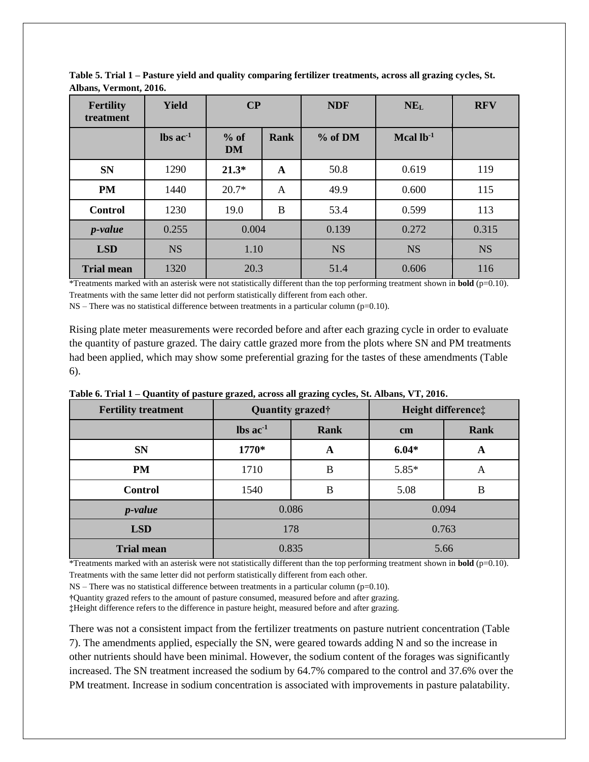**Table 5. Trial 1 – Pasture yield and quality comparing fertilizer treatments, across all grazing cycles, St. Albans, Vermont, 2016.**

| Fertility treatment | Yield | CP | | NDF | $NE_L$ | RFV |
|---|---|---|---|---|---|---|
| | lbs $ac^{-1}$ | % of DM | Rank | % of DM | Mcal $lb^{-1}$ | |
| **SN** | 1290 | **21.3*** | **A** | 50.8 | 0.619 | 119 |
| **PM** | 1440 | 20.7* | A | 49.9 | 0.600 | 115 |
| **Control** | 1230 | 19.0 | B | 53.4 | 0.599 | 113 |
| ***p-value*** | 0.255 | 0.004 | | 0.139 | 0.272 | 0.315 |
| **LSD** | NS | 1.10 | | NS | NS | NS |
| **Trial mean** | 1320 | 20.3 | | 51.4 | 0.606 | 116 |

*Treatments marked with an asterisk were not statistically different than the top performing treatment shown in **bold** (p=0.10).
Treatments with the same letter did not perform statistically different from each other.
NS – There was no statistical difference between treatments in a particular column (p=0.10).

Rising plate meter measurements were recorded before and after each grazing cycle in order to evaluate the quantity of pasture grazed. The dairy cattle grazed more from the plots where SN and PM treatments had been applied, which may show some preferential grazing for the tastes of these amendments (Table 6).

**Table 6. Trial 1 – Quantity of pasture grazed, across all grazing cycles, St. Albans, VT, 2016.**

| Fertility treatment | Quantity grazed† | | Height difference‡ | |
|---|---|---|---|---|
| | lbs $ac^{-1}$ | Rank | cm | Rank |
| **SN** | **1770*** | **A** | **6.04*** | **A** |
| **PM** | 1710 | B | 5.85* | A |
| **Control** | 1540 | B | 5.08 | B |
| ***p-value*** | 0.086 | | 0.094 | |
| **LSD** | 178 | | 0.763 | |
| **Trial mean** | 0.835 | | 5.66 | |

*Treatments marked with an asterisk were not statistically different than the top performing treatment shown in **bold** (p=0.10).
Treatments with the same letter did not perform statistically different from each other.
NS – There was no statistical difference between treatments in a particular column (p=0.10).
†Quantity grazed refers to the amount of pasture consumed, measured before and after grazing.
‡Height difference refers to the difference in pasture height, measured before and after grazing.

There was not a consistent impact from the fertilizer treatments on pasture nutrient concentration (Table 7). The amendments applied, especially the SN, were geared towards adding N and so the increase in other nutrients should have been minimal. However, the sodium content of the forages was significantly increased. The SN treatment increased the sodium by 64.7% compared to the control and 37.6% over the PM treatment. Increase in sodium concentration is associated with improvements in pasture palatability.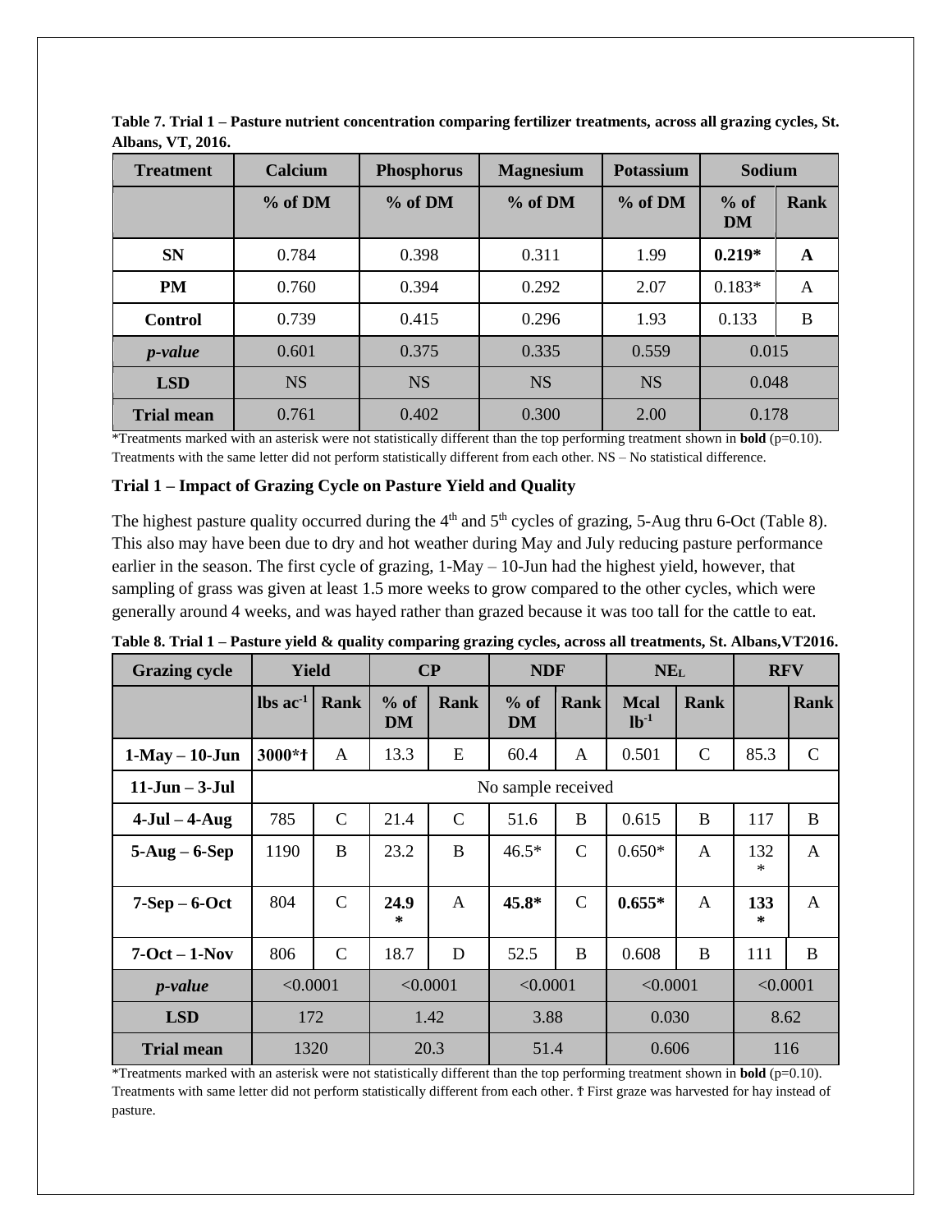**Table 7. Trial 1 – Pasture nutrient concentration comparing fertilizer treatments, across all grazing cycles, St. Albans, VT, 2016.**

| Treatment | Calcium | Phosphorus | Magnesium | Potassium | Sodium | |
|---|---|---|---|---|---|---|
| | % of DM | % of DM | % of DM | % of DM | % of DM | Rank |
| **SN** | 0.784 | 0.398 | 0.311 | 1.99 | **0.219*** | **A** |
| **PM** | 0.760 | 0.394 | 0.292 | 2.07 | 0.183* | A |
| **Control** | 0.739 | 0.415 | 0.296 | 1.93 | 0.133 | B |
| ***p-value*** | 0.601 | 0.375 | 0.335 | 0.559 | 0.015 | |
| **LSD** | NS | NS | NS | NS | 0.048 | |
| **Trial mean** | 0.761 | 0.402 | 0.300 | 2.00 | 0.178 | |

*Treatments marked with an asterisk were not statistically different than the top performing treatment shown in **bold** (p=0.10). Treatments with the same letter did not perform statistically different from each other. NS – No statistical difference.

### Trial 1 – Impact of Grazing Cycle on Pasture Yield and Quality

The highest pasture quality occurred during the 4th and 5th cycles of grazing, 5-Aug thru 6-Oct (Table 8). This also may have been due to dry and hot weather during May and July reducing pasture performance earlier in the season. The first cycle of grazing, 1-May – 10-Jun had the highest yield, however, that sampling of grass was given at least 1.5 more weeks to grow compared to the other cycles, which were generally around 4 weeks, and was hayed rather than grazed because it was too tall for the cattle to eat.

**Table 8. Trial 1 – Pasture yield & quality comparing grazing cycles, across all treatments, St. Albans,VT2016.**

| Grazing cycle | Yield | | CP | | NDF | | $NE_L$ | | RFV | |
|---|---|---|---|---|---|---|---|---|---|---|
| | lbs $ac^{-1}$ | Rank | % of DM | Rank | % of DM | Rank | Mcal $lb^{-1}$ | Rank | | Rank |
| **1-May – 10-Jun** | **3000*†** | A | 13.3 | E | 60.4 | A | 0.501 | C | 85.3 | C |
| **11-Jun – 3-Jul** | No sample received | | | | | | | | | |
| **4-Jul – 4-Aug** | 785 | C | 21.4 | C | 51.6 | B | 0.615 | B | 117 | B |
| **5-Aug – 6-Sep** | 1190 | B | 23.2 | B | 46.5* | C | 0.650* | A | 132* | A |
| **7-Sep – 6-Oct** | 804 | C | **24.9*** | A | **45.8*** | C | **0.655*** | A | **133*** | A |
| **7-Oct – 1-Nov** | 806 | C | 18.7 | D | 52.5 | B | 0.608 | B | 111 | B |
| ***p-value*** | <0.0001 | | <0.0001 | | <0.0001 | | <0.0001 | | <0.0001 | |
| **LSD** | 172 | | 1.42 | | 3.88 | | 0.030 | | 8.62 | |
| **Trial mean** | 1320 | | 20.3 | | 51.4 | | 0.606 | | 116 | |

*Treatments marked with an asterisk were not statistically different than the top performing treatment shown in **bold** (p=0.10). Treatments with same letter did not perform statistically different from each other. † First graze was harvested for hay instead of pasture.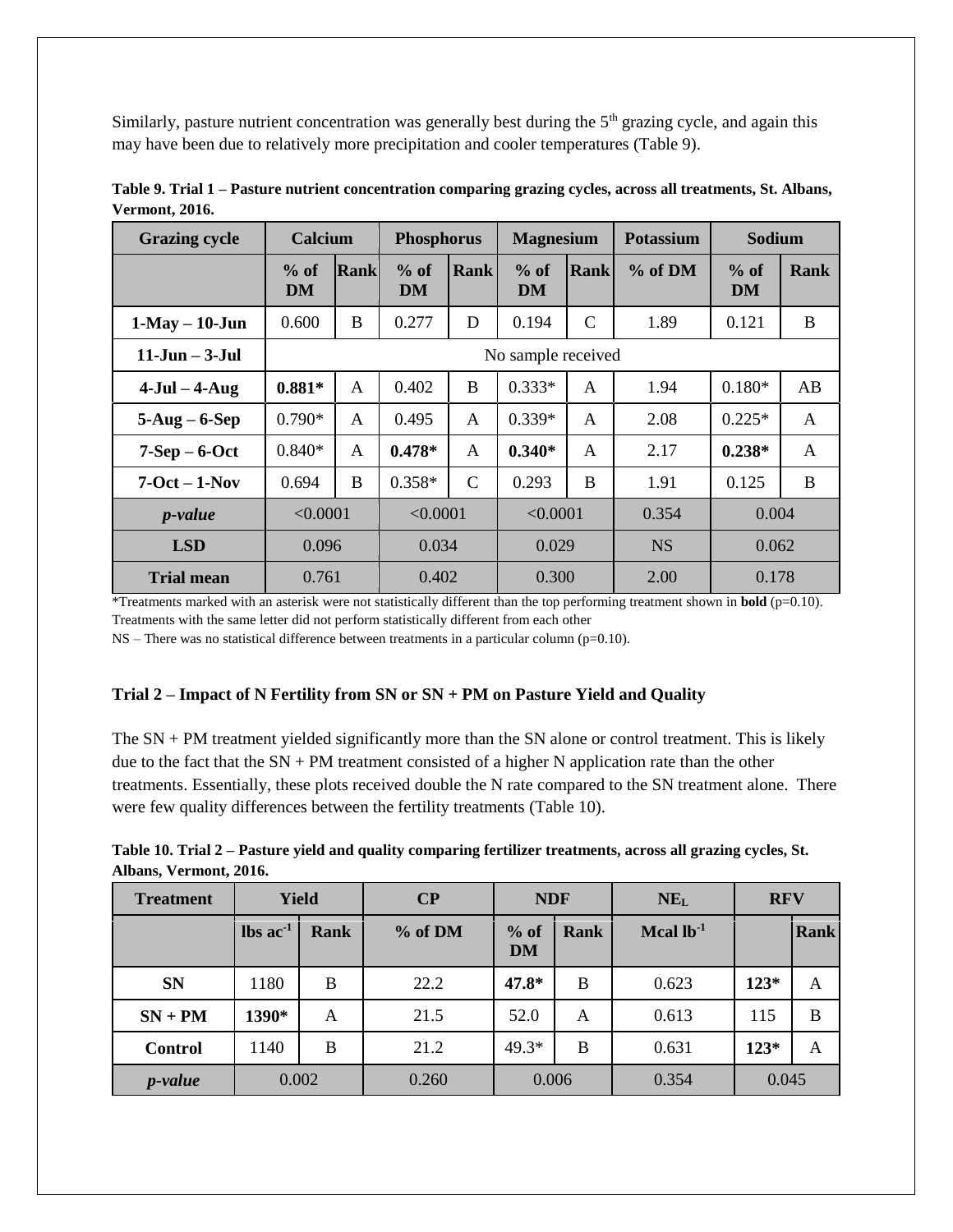Similarly, pasture nutrient concentration was generally best during the 5th grazing cycle, and again this may have been due to relatively more precipitation and cooler temperatures (Table 9).

**Table 9. Trial 1 – Pasture nutrient concentration comparing grazing cycles, across all treatments, St. Albans, Vermont, 2016.**

| Grazing cycle | Calcium | | Phosphorus | | Magnesium | | Potassium | Sodium | |
|---|---|---|---|---|---|---|---|---|---|
| | % of DM | Rank | % of DM | Rank | % of DM | Rank | % of DM | % of DM | Rank |
| **1-May – 10-Jun** | 0.600 | B | 0.277 | D | 0.194 | C | 1.89 | 0.121 | B |
| **11-Jun – 3-Jul** | No sample received | | | | | | | | |
| **4-Jul – 4-Aug** | **0.881*** | A | 0.402 | B | 0.333* | A | 1.94 | 0.180* | AB |
| **5-Aug – 6-Sep** | 0.790* | A | 0.495 | A | 0.339* | A | 2.08 | 0.225* | A |
| **7-Sep – 6-Oct** | 0.840* | A | **0.478*** | A | **0.340*** | A | 2.17 | **0.238*** | A |
| **7-Oct – 1-Nov** | 0.694 | B | 0.358* | C | 0.293 | B | 1.91 | 0.125 | B |
| ***p-value*** | <0.0001 | | <0.0001 | | <0.0001 | | 0.354 | 0.004 | |
| **LSD** | 0.096 | | 0.034 | | 0.029 | | NS | 0.062 | |
| **Trial mean** | 0.761 | | 0.402 | | 0.300 | | 2.00 | 0.178 | |

*Treatments marked with an asterisk were not statistically different than the top performing treatment shown in **bold** (p=0.10).
Treatments with the same letter did not perform statistically different from each other
NS – There was no statistical difference between treatments in a particular column (p=0.10).

### Trial 2 – Impact of N Fertility from SN or SN + PM on Pasture Yield and Quality

The SN + PM treatment yielded significantly more than the SN alone or control treatment. This is likely due to the fact that the SN + PM treatment consisted of a higher N application rate than the other treatments. Essentially, these plots received double the N rate compared to the SN treatment alone. There were few quality differences between the fertility treatments (Table 10).

**Table 10. Trial 2 – Pasture yield and quality comparing fertilizer treatments, across all grazing cycles, St. Albans, Vermont, 2016.**

| Treatment | Yield | | CP | NDF | | $NE_L$ | RFV | |
|---|---|---|---|---|---|---|---|---|
| | lbs $ac^{-1}$ | Rank | % of DM | % of DM | Rank | Mcal $lb^{-1}$ | | Rank |
| **SN** | 1180 | B | 22.2 | **47.8*** | B | 0.623 | **123*** | A |
| **SN + PM** | **1390*** | A | 21.5 | 52.0 | A | 0.613 | 115 | B |
| **Control** | 1140 | B | 21.2 | 49.3* | B | 0.631 | **123*** | A |
| ***p-value*** | 0.002 | | 0.260 | 0.006 | | 0.354 | 0.045 | |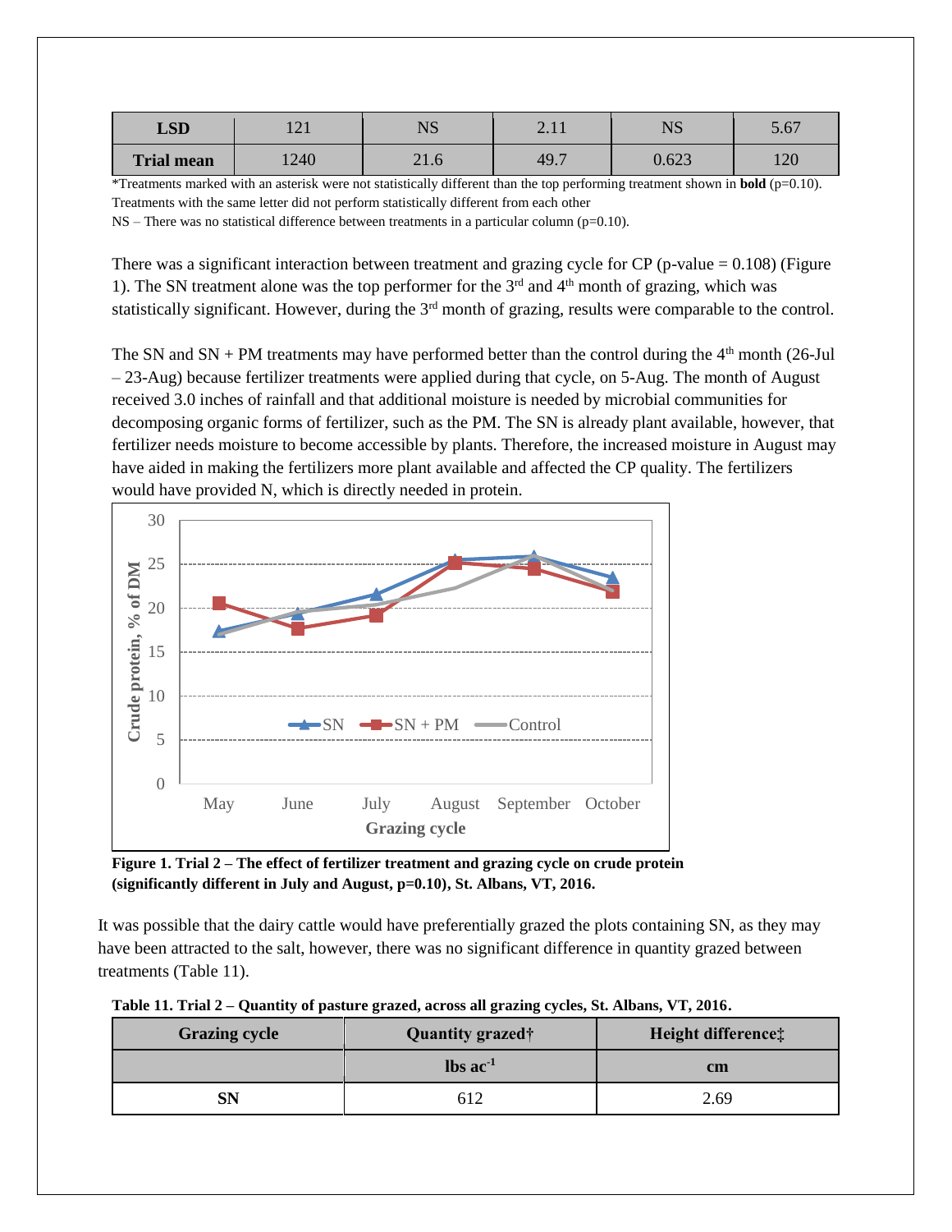| | | | | | |
|---|---|---|---|---|---|
| **LSD** | 121 | NS | 2.11 | NS | 5.67 |
| **Trial mean** | 1240 | 21.6 | 49.7 | 0.623 | 120 |

*Treatments marked with an asterisk were not statistically different than the top performing treatment shown in **bold** (p=0.10).
Treatments with the same letter did not perform statistically different from each other
NS – There was no statistical difference between treatments in a particular column (p=0.10).

There was a significant interaction between treatment and grazing cycle for CP (p-value = 0.108) (Figure 1). The SN treatment alone was the top performer for the 3rd and 4th month of grazing, which was statistically significant. However, during the 3rd month of grazing, results were comparable to the control.

The SN and SN + PM treatments may have performed better than the control during the 4th month (26-Jul – 23-Aug) because fertilizer treatments were applied during that cycle, on 5-Aug. The month of August received 3.0 inches of rainfall and that additional moisture is needed by microbial communities for decomposing organic forms of fertilizer, such as the PM. The SN is already plant available, however, that fertilizer needs moisture to become accessible by plants. Therefore, the increased moisture in August may have aided in making the fertilizers more plant available and affected the CP quality. The fertilizers would have provided N, which is directly needed in protein.

**Figure 1. Trial 2 – The effect of fertilizer treatment and grazing cycle on crude protein (significantly different in July and August, p=0.10), St. Albans, VT, 2016.**

It was possible that the dairy cattle would have preferentially grazed the plots containing SN, as they may have been attracted to the salt, however, there was no significant difference in quantity grazed between treatments (Table 11).

**Table 11. Trial 2 – Quantity of pasture grazed, across all grazing cycles, St. Albans, VT, 2016.**

| Grazing cycle | Quantity grazed† | Height difference‡ |
|---|---|---|
| | lbs ac$^{-1}$ | cm |
| **SN** | 612 | 2.69 |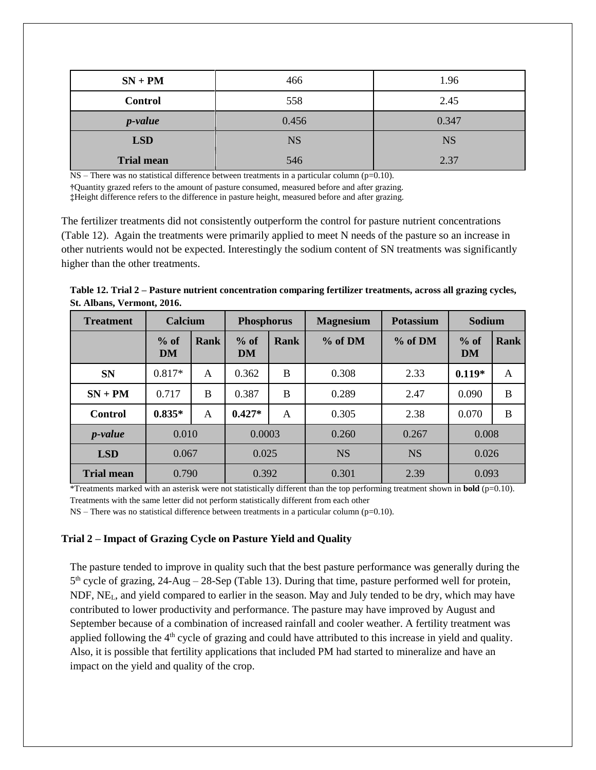| SN + PM | 466 | 1.96 |
|---|---|---|
| **Control** | 558 | 2.45 |
| ***p-value*** | 0.456 | 0.347 |
| **LSD** | NS | NS |
| **Trial mean** | 546 | 2.37 |

NS – There was no statistical difference between treatments in a particular column (p=0.10).

†Quantity grazed refers to the amount of pasture consumed, measured before and after grazing.

‡Height difference refers to the difference in pasture height, measured before and after grazing.

The fertilizer treatments did not consistently outperform the control for pasture nutrient concentrations (Table 12). Again the treatments were primarily applied to meet N needs of the pasture so an increase in other nutrients would not be expected. Interestingly the sodium content of SN treatments was significantly higher than the other treatments.

**Table 12. Trial 2 – Pasture nutrient concentration comparing fertilizer treatments, across all grazing cycles, St. Albans, Vermont, 2016.**

| Treatment | Calcium | | Phosphorus | | Magnesium | Potassium | Sodium | |
|---|---|---|---|---|---|---|---|---|
| | % of DM | Rank | % of DM | Rank | % of DM | % of DM | % of DM | Rank |
| **SN** | 0.817* | A | 0.362 | B | 0.308 | 2.33 | **0.119*** | A |
| **SN + PM** | 0.717 | B | 0.387 | B | 0.289 | 2.47 | 0.090 | B |
| **Control** | **0.835*** | A | **0.427*** | A | 0.305 | 2.38 | 0.070 | B |
| ***p-value*** | 0.010 | | 0.0003 | | 0.260 | 0.267 | 0.008 | |
| **LSD** | 0.067 | | 0.025 | | NS | NS | 0.026 | |
| **Trial mean** | 0.790 | | 0.392 | | 0.301 | 2.39 | 0.093 | |

*Treatments marked with an asterisk were not statistically different than the top performing treatment shown in **bold** (p=0.10).

Treatments with the same letter did not perform statistically different from each other

NS – There was no statistical difference between treatments in a particular column (p=0.10).

**Trial 2 – Impact of Grazing Cycle on Pasture Yield and Quality**

The pasture tended to improve in quality such that the best pasture performance was generally during the 5th cycle of grazing, 24-Aug – 28-Sep (Table 13). During that time, pasture performed well for protein, NDF, $NE_L$, and yield compared to earlier in the season. May and July tended to be dry, which may have contributed to lower productivity and performance. The pasture may have improved by August and September because of a combination of increased rainfall and cooler weather. A fertility treatment was applied following the 4th cycle of grazing and could have attributed to this increase in yield and quality. Also, it is possible that fertility applications that included PM had started to mineralize and have an impact on the yield and quality of the crop.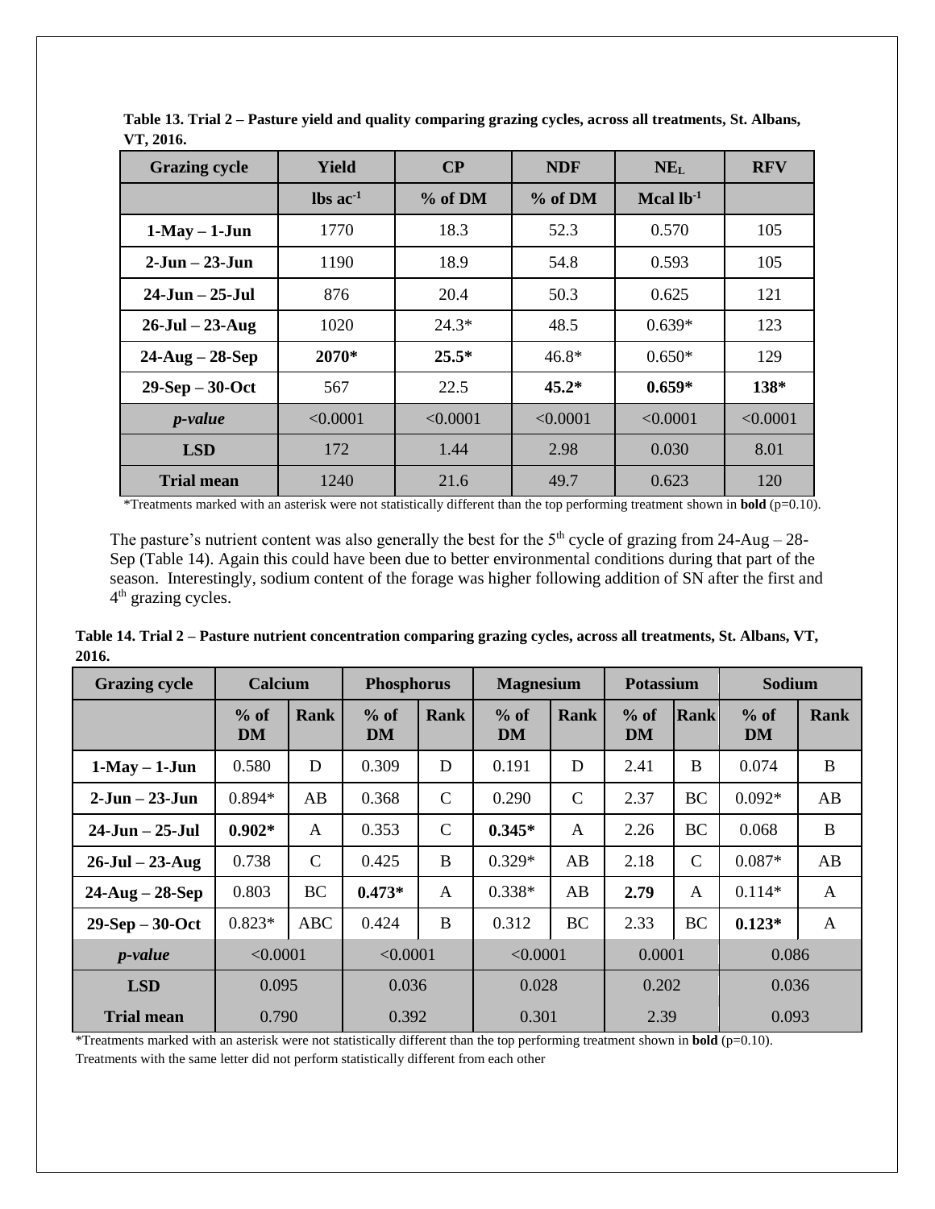**Table 13. Trial 2 – Pasture yield and quality comparing grazing cycles, across all treatments, St. Albans, VT, 2016.**

| Grazing cycle | Yield | CP | NDF | $NE_L$ | RFV |
|---|---|---|---|---|---|
| | lbs $ac^{-1}$ | % of DM | % of DM | Mcal $lb^{-1}$ | |
| **1-May – 1-Jun** | 1770 | 18.3 | 52.3 | 0.570 | 105 |
| **2-Jun – 23-Jun** | 1190 | 18.9 | 54.8 | 0.593 | 105 |
| **24-Jun – 25-Jul** | 876 | 20.4 | 50.3 | 0.625 | 121 |
| **26-Jul – 23-Aug** | 1020 | 24.3* | 48.5 | 0.639* | 123 |
| **24-Aug – 28-Sep** | **2070*** | **25.5*** | 46.8* | 0.650* | 129 |
| **29-Sep – 30-Oct** | 567 | 22.5 | **45.2*** | **0.659*** | **138*** |
| ***p-value*** | <0.0001 | <0.0001 | <0.0001 | <0.0001 | <0.0001 |
| **LSD** | 172 | 1.44 | 2.98 | 0.030 | 8.01 |
| **Trial mean** | 1240 | 21.6 | 49.7 | 0.623 | 120 |

*Treatments marked with an asterisk were not statistically different than the top performing treatment shown in **bold** (p=0.10).

The pasture's nutrient content was also generally the best for the 5th cycle of grazing from 24-Aug – 28-Sep (Table 14). Again this could have been due to better environmental conditions during that part of the season. Interestingly, sodium content of the forage was higher following addition of SN after the first and 4th grazing cycles.

**Table 14. Trial 2 – Pasture nutrient concentration comparing grazing cycles, across all treatments, St. Albans, VT, 2016.**

| Grazing cycle | Calcium | | Phosphorus | | Magnesium | | Potassium | | Sodium | |
|---|---|---|---|---|---|---|---|---|---|---|
| | % of DM | Rank | % of DM | Rank | % of DM | Rank | % of DM | Rank | % of DM | Rank |
| **1-May – 1-Jun** | 0.580 | D | 0.309 | D | 0.191 | D | 2.41 | B | 0.074 | B |
| **2-Jun – 23-Jun** | 0.894* | AB | 0.368 | C | 0.290 | C | 2.37 | BC | 0.092* | AB |
| **24-Jun – 25-Jul** | **0.902*** | A | 0.353 | C | **0.345*** | A | 2.26 | BC | 0.068 | B |
| **26-Jul – 23-Aug** | 0.738 | C | 0.425 | B | 0.329* | AB | 2.18 | C | 0.087* | AB |
| **24-Aug – 28-Sep** | 0.803 | BC | **0.473*** | A | 0.338* | AB | **2.79** | A | 0.114* | A |
| **29-Sep – 30-Oct** | 0.823* | ABC | 0.424 | B | 0.312 | BC | 2.33 | BC | **0.123*** | A |
| ***p-value*** | <0.0001 | | <0.0001 | | <0.0001 | | 0.0001 | | 0.086 | |
| **LSD** | 0.095 | | 0.036 | | 0.028 | | 0.202 | | 0.036 | |
| **Trial mean** | 0.790 | | 0.392 | | 0.301 | | 2.39 | | 0.093 | |

*Treatments marked with an asterisk were not statistically different than the top performing treatment shown in **bold** (p=0.10).
Treatments with the same letter did not perform statistically different from each other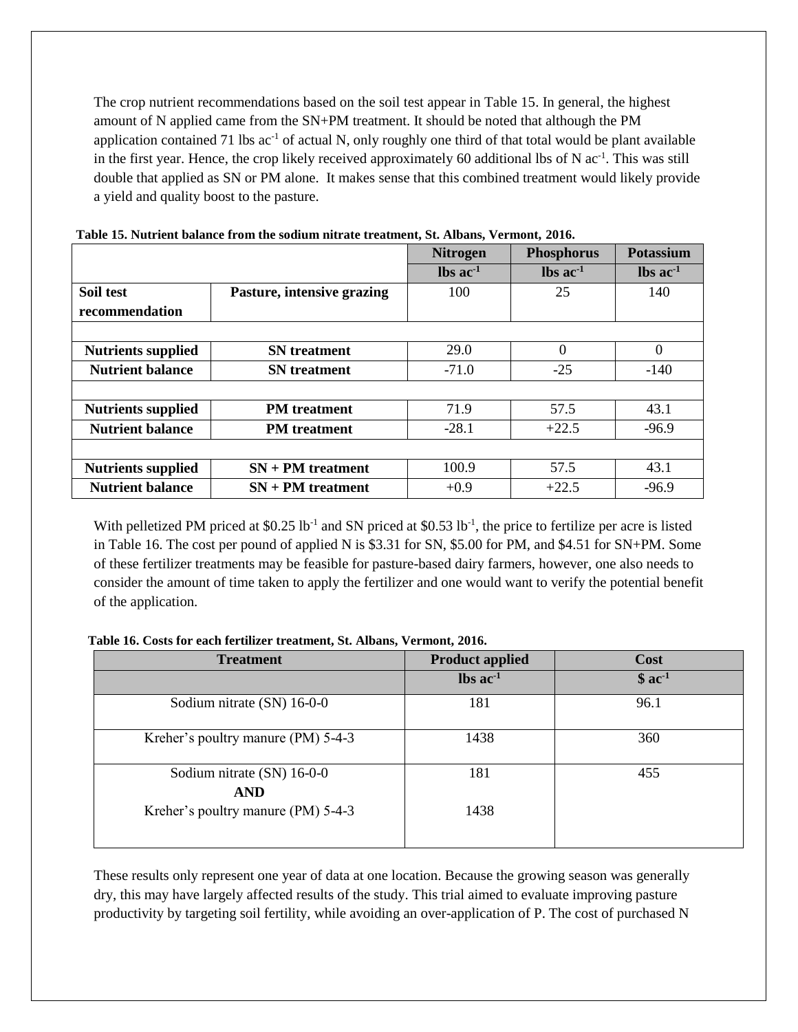The crop nutrient recommendations based on the soil test appear in Table 15. In general, the highest amount of N applied came from the SN+PM treatment. It should be noted that although the PM application contained 71 lbs ac$^{-1}$ of actual N, only roughly one third of that total would be plant available in the first year. Hence, the crop likely received approximately 60 additional lbs of N ac$^{-1}$. This was still double that applied as SN or PM alone. It makes sense that this combined treatment would likely provide a yield and quality boost to the pasture.

**Table 15. Nutrient balance from the sodium nitrate treatment, St. Albans, Vermont, 2016.**

| | | Nitrogen | Phosphorus | Potassium |
|---|---|---|---|---|
| | | lbs ac$^{-1}$ | lbs ac$^{-1}$ | lbs ac$^{-1}$ |
| **Soil test recommendation** | **Pasture, intensive grazing** | 100 | 25 | 140 |
| | | | | |
| **Nutrients supplied** | **SN treatment** | 29.0 | 0 | 0 |
| **Nutrient balance** | **SN treatment** | -71.0 | -25 | -140 |
| | | | | |
| **Nutrients supplied** | **PM treatment** | 71.9 | 57.5 | 43.1 |
| **Nutrient balance** | **PM treatment** | -28.1 | +22.5 | -96.9 |
| | | | | |
| **Nutrients supplied** | **SN + PM treatment** | 100.9 | 57.5 | 43.1 |
| **Nutrient balance** | **SN + PM treatment** | +0.9 | +22.5 | -96.9 |

With pelletized PM priced at \$0.25 lb$^{-1}$ and SN priced at \$0.53 lb$^{-1}$, the price to fertilize per acre is listed in Table 16. The cost per pound of applied N is \$3.31 for SN, \$5.00 for PM, and \$4.51 for SN+PM. Some of these fertilizer treatments may be feasible for pasture-based dairy farmers, however, one also needs to consider the amount of time taken to apply the fertilizer and one would want to verify the potential benefit of the application.

**Table 16. Costs for each fertilizer treatment, St. Albans, Vermont, 2016.**

| Treatment | Product applied | Cost |
|---|---|---|
| | lbs ac$^{-1}$ | \$ ac$^{-1}$ |
| Sodium nitrate (SN) 16-0-0 | 181 | 96.1 |
| Kreher's poultry manure (PM) 5-4-3 | 1438 | 360 |
| Sodium nitrate (SN) 16-0-0 **AND** Kreher's poultry manure (PM) 5-4-3 | 181<br>1438 | 455 |

These results only represent one year of data at one location. Because the growing season was generally dry, this may have largely affected results of the study. This trial aimed to evaluate improving pasture productivity by targeting soil fertility, while avoiding an over-application of P. The cost of purchased N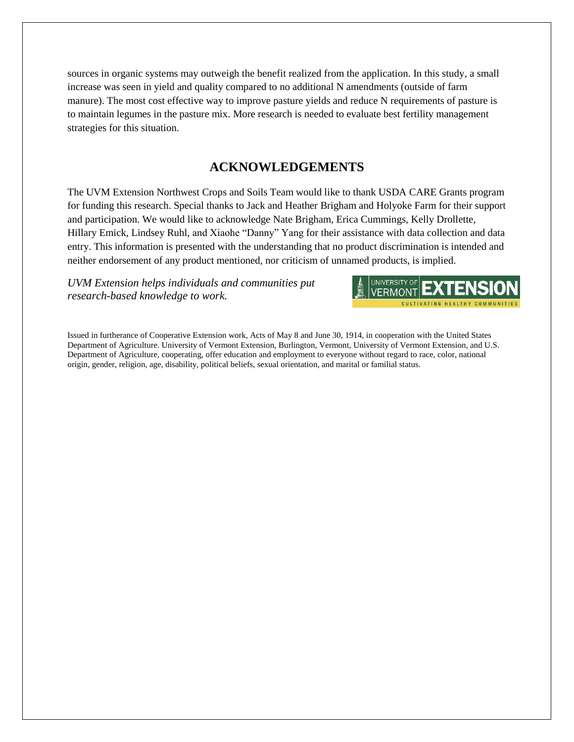sources in organic systems may outweigh the benefit realized from the application. In this study, a small increase was seen in yield and quality compared to no additional N amendments (outside of farm manure). The most cost effective way to improve pasture yields and reduce N requirements of pasture is to maintain legumes in the pasture mix. More research is needed to evaluate best fertility management strategies for this situation.

## ACKNOWLEDGEMENTS

The UVM Extension Northwest Crops and Soils Team would like to thank USDA CARE Grants program for funding this research. Special thanks to Jack and Heather Brigham and Holyoke Farm for their support and participation. We would like to acknowledge Nate Brigham, Erica Cummings, Kelly Drollette, Hillary Emick, Lindsey Ruhl, and Xiaohe "Danny" Yang for their assistance with data collection and data entry. This information is presented with the understanding that no product discrimination is intended and neither endorsement of any product mentioned, nor criticism of unnamed products, is implied.

*UVM Extension helps individuals and communities put research-based knowledge to work.*

Issued in furtherance of Cooperative Extension work, Acts of May 8 and June 30, 1914, in cooperation with the United States Department of Agriculture. University of Vermont Extension, Burlington, Vermont, University of Vermont Extension, and U.S. Department of Agriculture, cooperating, offer education and employment to everyone without regard to race, color, national origin, gender, religion, age, disability, political beliefs, sexual orientation, and marital or familial status.